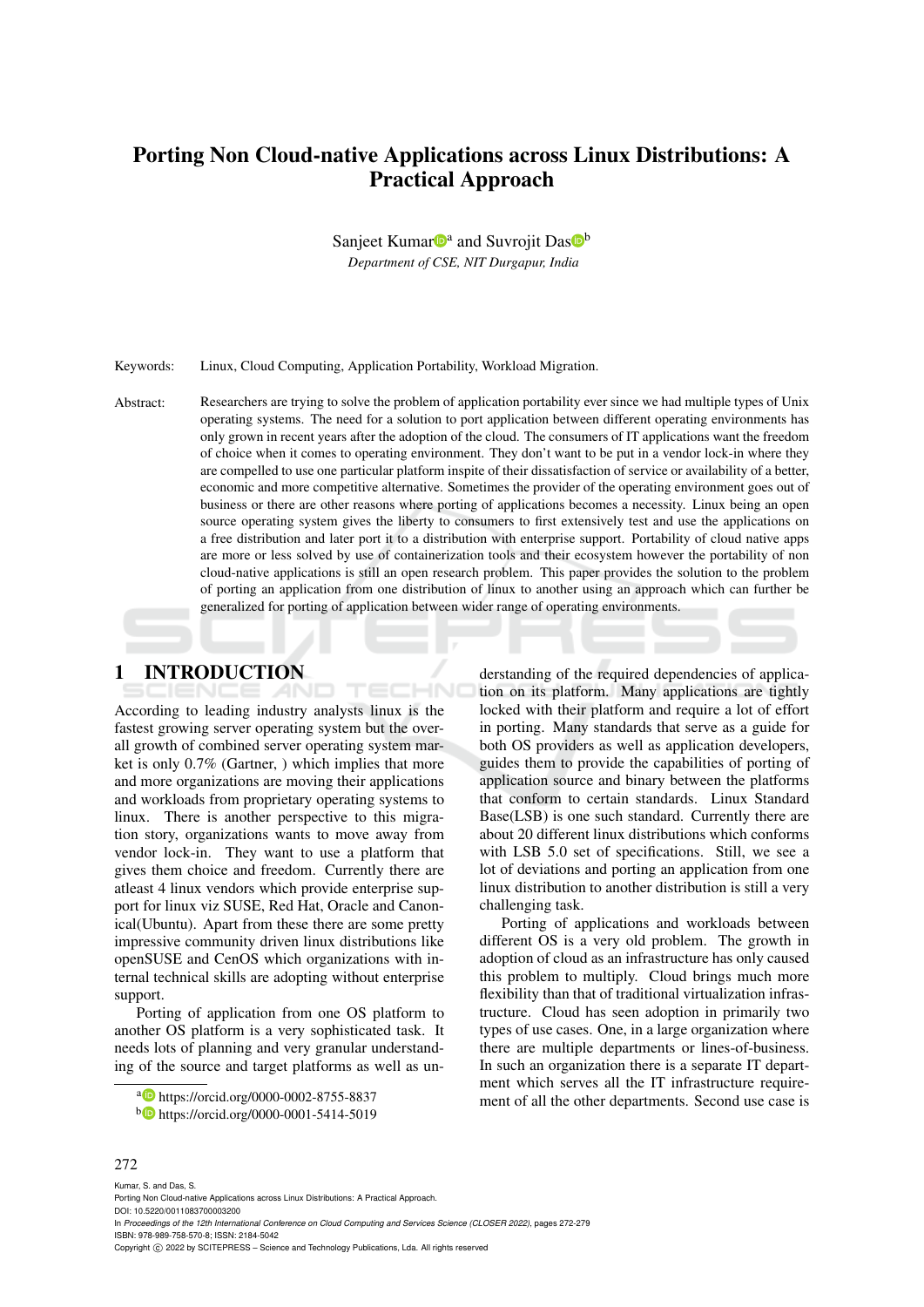# Porting Non Cloud-native Applications across Linux Distributions: A Practical Approach

Sanjeet Kumar[a] and Suvrojit Das[b]

*Department of CSE, NIT Durgapur, India*

Keywords: Linux, Cloud Computing, Application Portability, Workload Migration.

Abstract: Researchers are trying to solve the problem of application portability ever since we had multiple types of Unix operating systems. The need for a solution to port application between different operating environments has only grown in recent years after the adoption of the cloud. The consumers of IT applications want the freedom of choice when it comes to operating environment. They don't want to be put in a vendor lock-in where they are compelled to use one particular platform inspite of their dissatisfaction of service or availability of a better, economic and more competitive alternative. Sometimes the provider of the operating environment goes out of business or there are other reasons where porting of applications becomes a necessity. Linux being an open source operating system gives the liberty to consumers to first extensively test and use the applications on a free distribution and later port it to a distribution with enterprise support. Portability of cloud native apps are more or less solved by use of containerization tools and their ecosystem however the portability of non cloud-native applications is still an open research problem. This paper provides the solution to the problem of porting an application from one distribution of linux to another using an approach which can further be generalized for porting of application between wider range of operating environments.

## 1 INTRODUCTION

According to leading industry analysts linux is the fastest growing server operating system but the overall growth of combined server operating system market is only 0.7% (Gartner, ) which implies that more and more organizations are moving their applications and workloads from proprietary operating systems to linux. There is another perspective to this migration story, organizations wants to move away from vendor lock-in. They want to use a platform that gives them choice and freedom. Currently there are atleast 4 linux vendors which provide enterprise support for linux viz SUSE, Red Hat, Oracle and Canonical(Ubuntu). Apart from these there are some pretty impressive community driven linux distributions like openSUSE and CenOS which organizations with internal technical skills are adopting without enterprise support.

Porting of application from one OS platform to another OS platform is a very sophisticated task. It needs lots of planning and very granular understanding of the source and target platforms as well as understanding of the required dependencies of application on its platform. Many applications are tightly locked with their platform and require a lot of effort in porting. Many standards that serve as a guide for both OS providers as well as application developers, guides them to provide the capabilities of porting of application source and binary between the platforms that conform to certain standards. Linux Standard Base(LSB) is one such standard. Currently there are about 20 different linux distributions which conforms with LSB 5.0 set of specifications. Still, we see a lot of deviations and porting an application from one linux distribution to another distribution is still a very challenging task.

Porting of applications and workloads between different OS is a very old problem. The growth in adoption of cloud as an infrastructure has only caused this problem to multiply. Cloud brings much more flexibility than that of traditional virtualization infrastructure. Cloud has seen adoption in primarily two types of use cases. One, in a large organization where there are multiple departments or lines-of-business. In such an organization there is a separate IT department which serves all the IT infrastructure requirement of all the other departments. Second use case is

[a] https://orcid.org/0000-0002-8755-8837

[b] https://orcid.org/0000-0001-5414-5019

Kumar, S. and Das, S.
Porting Non Cloud-native Applications across Linux Distributions: A Practical Approach.
DOI: 10.5220/0011083700003200
In *Proceedings of the 12th International Conference on Cloud Computing and Services Science (CLOSER 2022)*, pages 272-279
ISBN: 978-989-758-570-8; ISSN: 2184-5042
Copyright © 2022 by SCITEPRESS – Science and Technology Publications, Lda. All rights reserved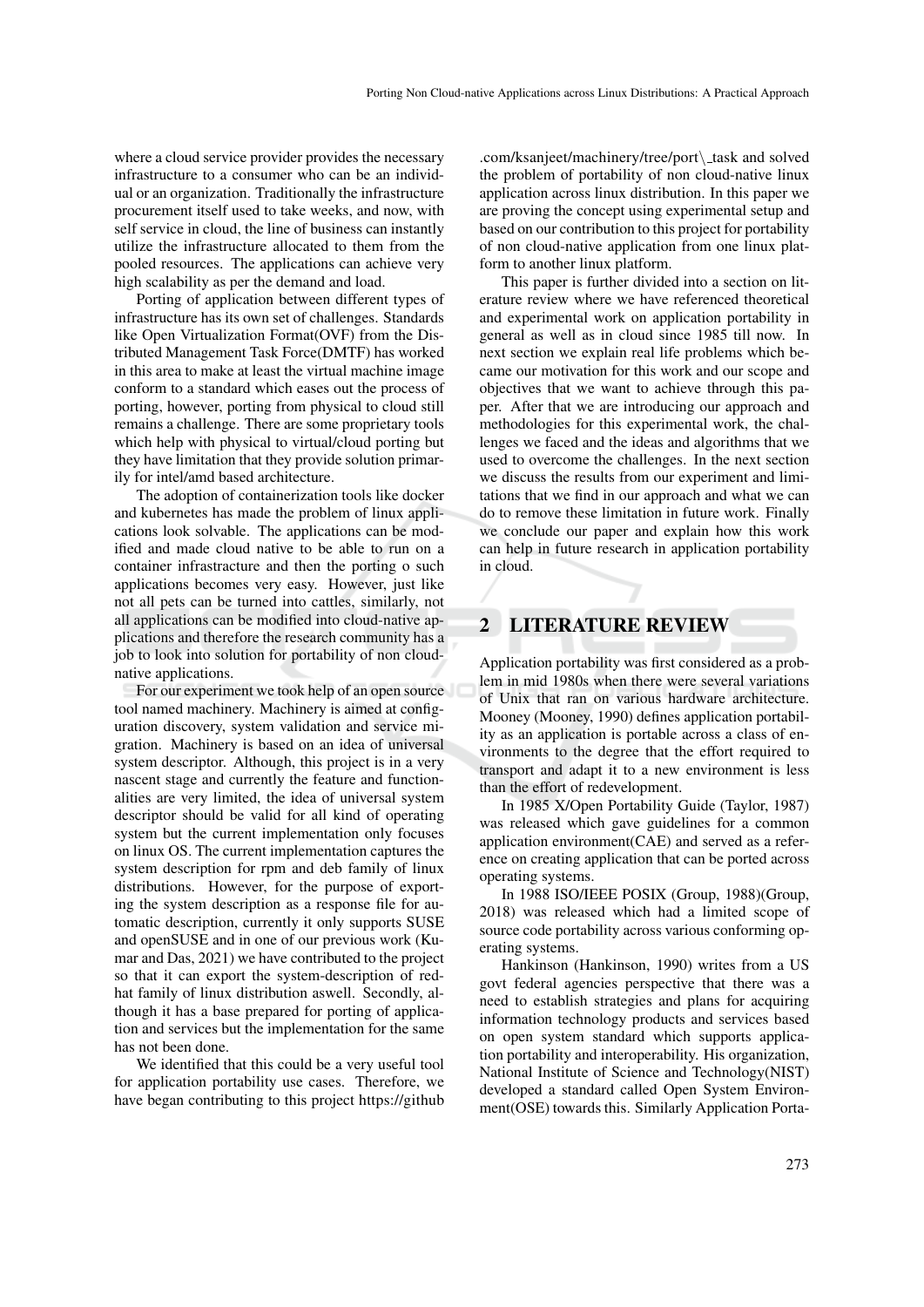where a cloud service provider provides the necessary infrastructure to a consumer who can be an individual or an organization. Traditionally the infrastructure procurement itself used to take weeks, and now, with self service in cloud, the line of business can instantly utilize the infrastructure allocated to them from the pooled resources. The applications can achieve very high scalability as per the demand and load.

Porting of application between different types of infrastructure has its own set of challenges. Standards like Open Virtualization Format(OVF) from the Distributed Management Task Force(DMTF) has worked in this area to make at least the virtual machine image conform to a standard which eases out the process of porting, however, porting from physical to cloud still remains a challenge. There are some proprietary tools which help with physical to virtual/cloud porting but they have limitation that they provide solution primarily for intel/amd based architecture.

The adoption of containerization tools like docker and kubernetes has made the problem of linux applications look solvable. The applications can be modified and made cloud native to be able to run on a container infrastracture and then the porting o such applications becomes very easy. However, just like not all pets can be turned into cattles, similarly, not all applications can be modified into cloud-native applications and therefore the research community has a job to look into solution for portability of non cloud-native applications.

For our experiment we took help of an open source tool named machinery. Machinery is aimed at configuration discovery, system validation and service migration. Machinery is based on an idea of universal system descriptor. Although, this project is in a very nascent stage and currently the feature and functionalities are very limited, the idea of universal system descriptor should be valid for all kind of operating system but the current implementation only focuses on linux OS. The current implementation captures the system description for rpm and deb family of linux distributions. However, for the purpose of exporting the system description as a response file for automatic description, currently it only supports SUSE and openSUSE and in one of our previous work (Kumar and Das, 2021) we have contributed to the project so that it can export the system-description of redhat family of linux distribution aswell. Secondly, although it has a base prepared for porting of application and services but the implementation for the same has not been done.

We identified that this could be a very useful tool for application portability use cases. Therefore, we have began contributing to this project https://github.com/ksanjeet/machinery/tree/port\_task and solved the problem of portability of non cloud-native linux application across linux distribution. In this paper we are proving the concept using experimental setup and based on our contribution to this project for portability of non cloud-native application from one linux platform to another linux platform.

This paper is further divided into a section on literature review where we have referenced theoretical and experimental work on application portability in general as well as in cloud since 1985 till now. In next section we explain real life problems which became our motivation for this work and our scope and objectives that we want to achieve through this paper. After that we are introducing our approach and methodologies for this experimental work, the challenges we faced and the ideas and algorithms that we used to overcome the challenges. In the next section we discuss the results from our experiment and limitations that we find in our approach and what we can do to remove these limitation in future work. Finally we conclude our paper and explain how this work can help in future research in application portability in cloud.

## 2 LITERATURE REVIEW

Application portability was first considered as a problem in mid 1980s when there were several variations of Unix that ran on various hardware architecture. Mooney (Mooney, 1990) defines application portability as an application is portable across a class of environments to the degree that the effort required to transport and adapt it to a new environment is less than the effort of redevelopment.

In 1985 X/Open Portability Guide (Taylor, 1987) was released which gave guidelines for a common application environment(CAE) and served as a reference on creating application that can be ported across operating systems.

In 1988 ISO/IEEE POSIX (Group, 1988)(Group, 2018) was released which had a limited scope of source code portability across various conforming operating systems.

Hankinson (Hankinson, 1990) writes from a US govt federal agencies perspective that there was a need to establish strategies and plans for acquiring information technology products and services based on open system standard which supports application portability and interoperability. His organization, National Institute of Science and Technology(NIST) developed a standard called Open System Environment(OSE) towards this. Similarly Application Porta-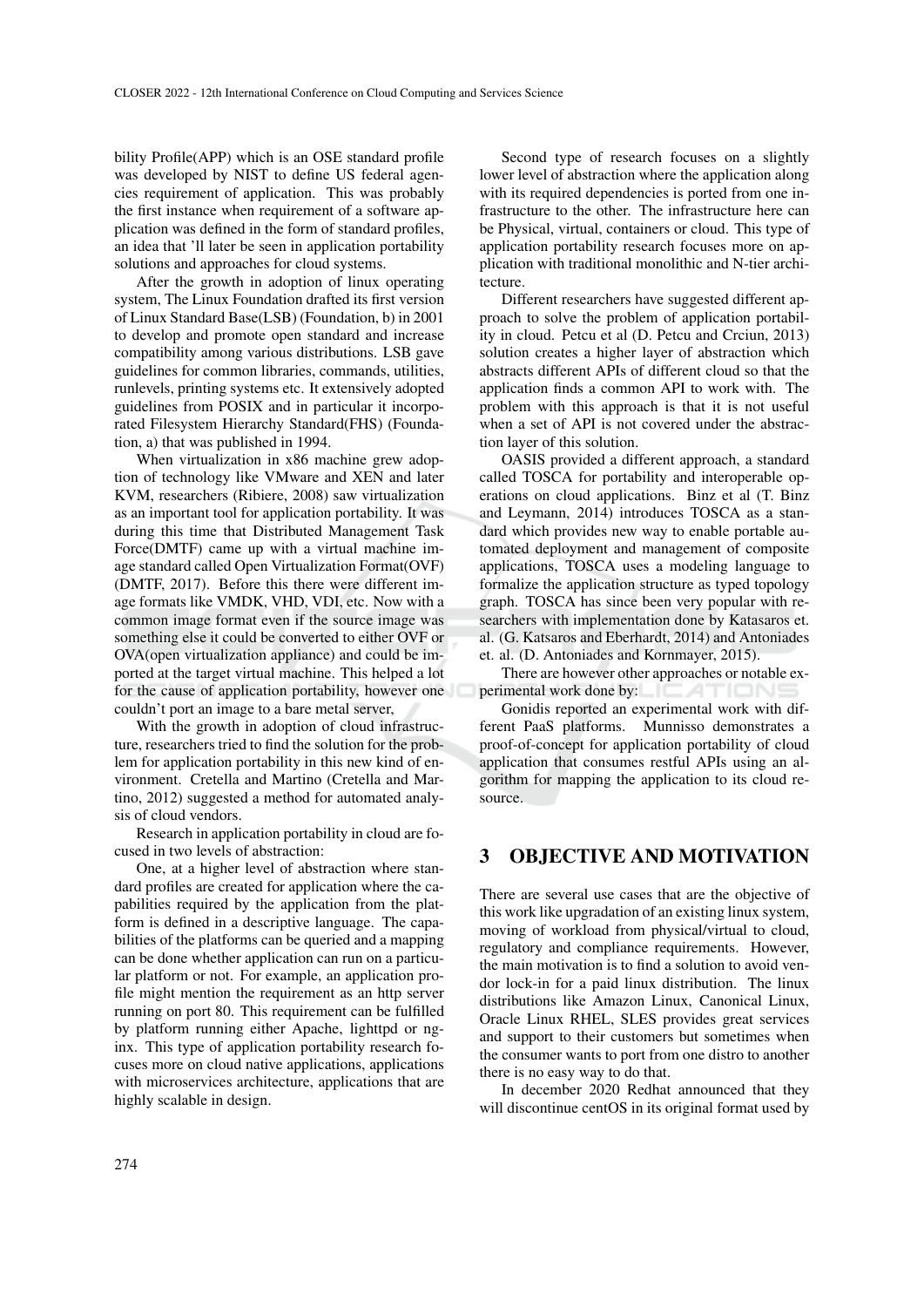bility Profile(APP) which is an OSE standard profile was developed by NIST to define US federal agencies requirement of application. This was probably the first instance when requirement of a software application was defined in the form of standard profiles, an idea that 'll later be seen in application portability solutions and approaches for cloud systems.

After the growth in adoption of linux operating system, The Linux Foundation drafted its first version of Linux Standard Base(LSB) (Foundation, b) in 2001 to develop and promote open standard and increase compatibility among various distributions. LSB gave guidelines for common libraries, commands, utilities, runlevels, printing systems etc. It extensively adopted guidelines from POSIX and in particular it incorporated Filesystem Hierarchy Standard(FHS) (Foundation, a) that was published in 1994.

When virtualization in x86 machine grew adoption of technology like VMware and XEN and later KVM, researchers (Ribiere, 2008) saw virtualization as an important tool for application portability. It was during this time that Distributed Management Task Force(DMTF) came up with a virtual machine image standard called Open Virtualization Format(OVF) (DMTF, 2017). Before this there were different image formats like VMDK, VHD, VDI, etc. Now with a common image format even if the source image was something else it could be converted to either OVF or OVA(open virtualization appliance) and could be imported at the target virtual machine. This helped a lot for the cause of application portability, however one couldn't port an image to a bare metal server,

With the growth in adoption of cloud infrastructure, researchers tried to find the solution for the problem for application portability in this new kind of environment. Cretella and Martino (Cretella and Martino, 2012) suggested a method for automated analysis of cloud vendors.

Research in application portability in cloud are focused in two levels of abstraction:

One, at a higher level of abstraction where standard profiles are created for application where the capabilities required by the application from the platform is defined in a descriptive language. The capabilities of the platforms can be queried and a mapping can be done whether application can run on a particular platform or not. For example, an application profile might mention the requirement as an http server running on port 80. This requirement can be fulfilled by platform running either Apache, lighttpd or nginx. This type of application portability research focuses more on cloud native applications, applications with microservices architecture, applications that are highly scalable in design.

Second type of research focuses on a slightly lower level of abstraction where the application along with its required dependencies is ported from one infrastructure to the other. The infrastructure here can be Physical, virtual, containers or cloud. This type of application portability research focuses more on application with traditional monolithic and N-tier architecture.

Different researchers have suggested different approach to solve the problem of application portability in cloud. Petcu et al (D. Petcu and Crciun, 2013) solution creates a higher layer of abstraction which abstracts different APIs of different cloud so that the application finds a common API to work with. The problem with this approach is that it is not useful when a set of API is not covered under the abstraction layer of this solution.

OASIS provided a different approach, a standard called TOSCA for portability and interoperable operations on cloud applications. Binz et al (T. Binz and Leymann, 2014) introduces TOSCA as a standard which provides new way to enable portable automated deployment and management of composite applications, TOSCA uses a modeling language to formalize the application structure as typed topology graph. TOSCA has since been very popular with researchers with implementation done by Katasaros et. al. (G. Katsaros and Eberhardt, 2014) and Antoniades et. al. (D. Antoniades and Kornmayer, 2015).

There are however other approaches or notable experimental work done by:

Gonidis reported an experimental work with different PaaS platforms. Munnisso demonstrates a proof-of-concept for application portability of cloud application that consumes restful APIs using an algorithm for mapping the application to its cloud resource.

## 3 OBJECTIVE AND MOTIVATION

There are several use cases that are the objective of this work like upgradation of an existing linux system, moving of workload from physical/virtual to cloud, regulatory and compliance requirements. However, the main motivation is to find a solution to avoid vendor lock-in for a paid linux distribution. The linux distributions like Amazon Linux, Canonical Linux, Oracle Linux RHEL, SLES provides great services and support to their customers but sometimes when the consumer wants to port from one distro to another there is no easy way to do that.

In december 2020 Redhat announced that they will discontinue centOS in its original format used by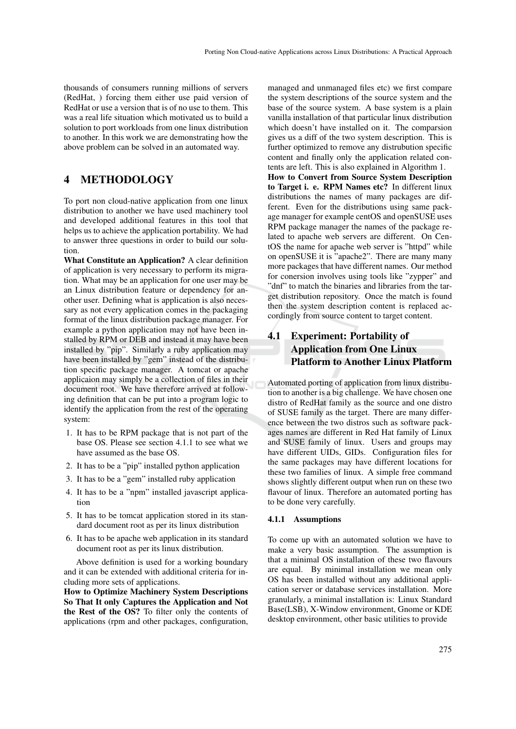thousands of consumers running millions of servers (RedHat, ) forcing them either use paid version of RedHat or use a version that is of no use to them. This was a real life situation which motivated us to build a solution to port workloads from one linux distribution to another. In this work we are demonstrating how the above problem can be solved in an automated way.

# 4 METHODOLOGY

To port non cloud-native application from one linux distribution to another we have used machinery tool and developed additional features in this tool that helps us to achieve the application portability. We had to answer three questions in order to build our solution.

**What Constitute an Application?** A clear definition of application is very necessary to perform its migration. What may be an application for one user may be an Linux distribution feature or dependency for another user. Defining what is application is also necessary as not every application comes in the packaging format of the linux distribution package manager. For example a python application may not have been installed by RPM or DEB and instead it may have been installed by "pip". Similarly a ruby application may have been installed by "gem" instead of the distribution specific package manager. A tomcat or apache applicaion may simply be a collection of files in their document root. We have therefore arrived at following definition that can be put into a program logic to identify the application from the rest of the operating system:

1. It has to be RPM package that is not part of the base OS. Please see section 4.1.1 to see what we have assumed as the base OS.
2. It has to be a "pip" installed python application
3. It has to be a "gem" installed ruby application
4. It has to be a "npm" installed javascript application
5. It has to be tomcat application stored in its standard document root as per its linux distribution
6. It has to be apache web application in its standard document root as per its linux distribution.

Above definition is used for a working boundary and it can be extended with additional criteria for including more sets of applications.

**How to Optimize Machinery System Descriptions So That It only Captures the Application and Not the Rest of the OS?** To filter only the contents of applications (rpm and other packages, configuration, managed and unmanaged files etc) we first compare the system descriptions of the source system and the base of the source system. A base system is a plain vanilla installation of that particular linux distribution which doesn't have installed on it. The comparsion gives us a diff of the two system description. This is further optimized to remove any distrubution specific content and finally only the application related contents are left. This is also explained in Algorithm 1.

**How to Convert from Source System Description to Target i. e. RPM Names etc?** In different linux distributions the names of many packages are different. Even for the distributions using same package manager for example centOS and openSUSE uses RPM package manager the names of the package related to apache web servers are different. On CentOS the name for apache web server is "httpd" while on openSUSE it is "apache2". There are many many more packages that have different names. Our method for conersion involves using tools like "zypper" and "dnf" to match the binaries and libraries from the target distribution repository. Once the match is found then the system description content is replaced accordingly from source content to target content.

## 4.1 Experiment: Portability of Application from One Linux Platform to Another Linux Platform

Automated porting of application from linux distribution to another is a big challenge. We have chosen one distro of RedHat family as the source and one distro of SUSE family as the target. There are many difference between the two distros such as software packages names are different in Red Hat family of Linux and SUSE family of linux. Users and groups may have different UIDs, GIDs. Configuration files for the same packages may have different locations for these two families of linux. A simple free command shows slightly different output when run on these two flavour of linux. Therefore an automated porting has to be done very carefully.

### 4.1.1 Assumptions

To come up with an automated solution we have to make a very basic assumption. The assumption is that a minimal OS installation of these two flavours are equal. By minimal installation we mean only OS has been installed without any additional application server or database services installation. More granularly, a minimal installation is: Linux Standard Base(LSB), X-Window environment, Gnome or KDE desktop environment, other basic utilities to provide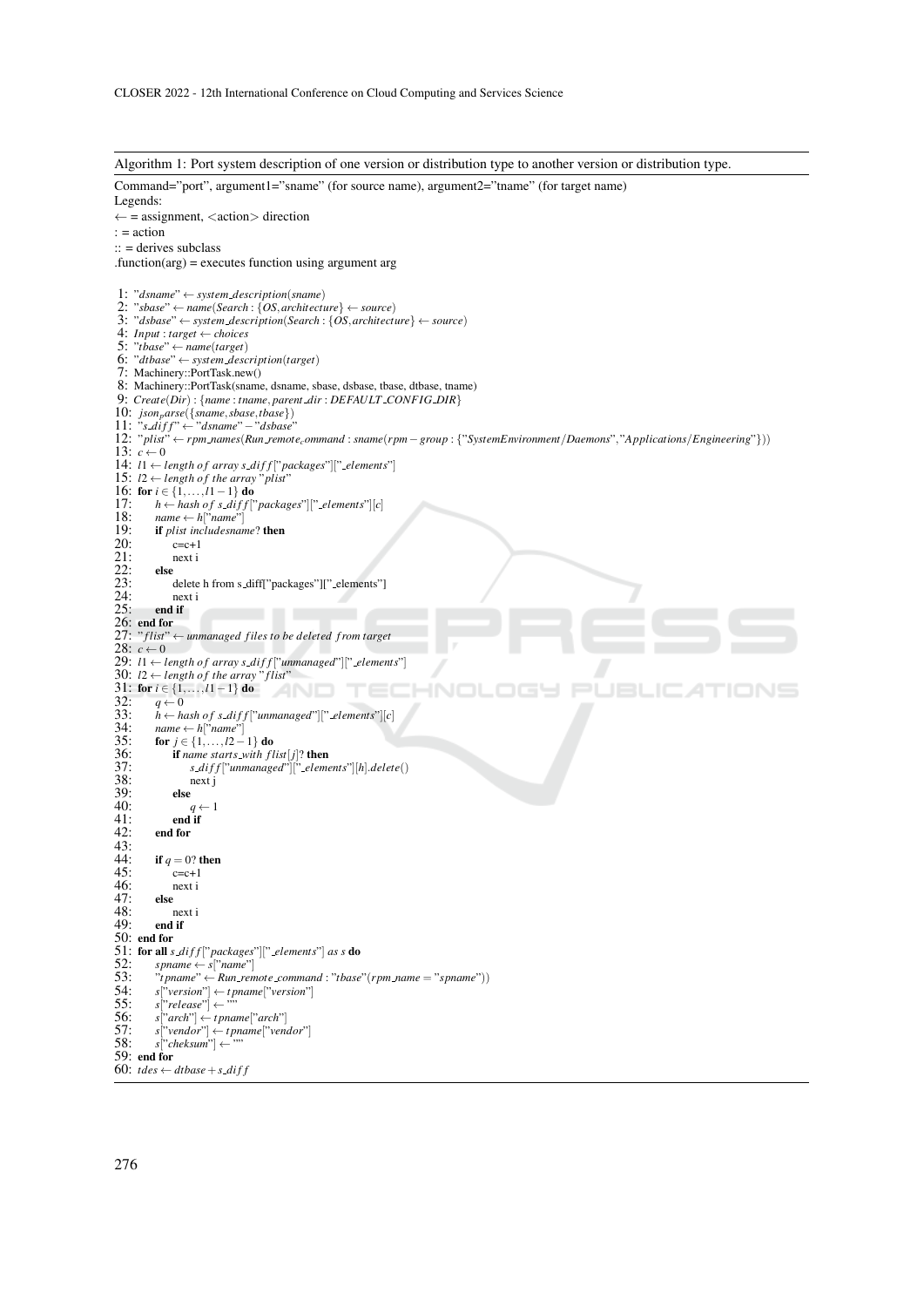Algorithm 1: Port system description of one version or distribution type to another version or distribution type.

Command="port", argument1="sname" (for source name), argument2="tname" (for target name)
Legends:
$\leftarrow$ = assignment, <action> direction
: = action
:: = derives subclass
.function(arg) = executes function using argument arg

```
1: "dsname" ← system_description(sname)
2: "sbase" ← name(Search : {OS, architecture} ← source)
3: "dsbase" ← system_description(Search : {OS, architecture} ← source)
4: Input : target ← choices
5: "tbase" ← name(target)
6: "dtbase" ← system_description(target)
7: Machinery::PortTask.new()
8: Machinery::PortTask(sname, dsname, sbase, dsbase, tbase, dtbase, tname)
9: Create(Dir) : {name : tname, parent_dir : DEFAULT_CONFIG_DIR}
10: json_parse({sname, sbase, tbase})
11: "s_diff" ← "dsname" − "dsbase"
12: "plist" ← rpm_names(Run_remote_command : sname(rpm − group : {"SystemEnvironment/Daemons", "Applications/Engineering"}))
13: c ← 0
14: l1 ← length of array s_diff["packages"]["_elements"]
15: l2 ← length of the array "plist"
16: for i ∈ {1, ..., l1 − 1} do
17:     h ← hash of s_diff["packages"]["_elements"][c]
18:     name ← h["name"]
19:     if plist includesname? then
20:         c=c+1
21:         next i
22:     else
23:         delete h from s_diff["packages"]["_elements"]
24:         next i
25:     end if
26: end for
27: "flist" ← unmanaged files to be deleted from target
28: c ← 0
29: l1 ← length of array s_diff["unmanaged"]["_elements"]
30: l2 ← length of the array "flist"
31: for i ∈ {1, ..., l1 − 1} do
32:     q ← 0
33:     h ← hash of s_diff["unmanaged"]["_elements"][c]
34:     name ← h["name"]
35:     for j ∈ {1, ..., l2 − 1} do
36:         if name starts_with flist[j]? then
37:             s_diff["unmanaged"]["_elements"][h].delete()
38:             next j
39:         else
40:             q ← 1
41:         end if
42:     end for
43:
44:     if q = 0? then
45:         c=c+1
46:         next i
47:     else
48:         next i
49:     end if
50: end for
51: for all s_diff["packages"]["_elements"] as s do
52:     spname ← s["name"]
53:     "tpname" ← Run_remote_command : "tbase"(rpm_name = "spname")
54:     s["version"] ← tpname["version"]
55:     s["release"] ← ""
56:     s["arch"] ← tpname["arch"]
57:     s["vendor"] ← tpname["vendor"]
58:     s["cheksum"] ← ""
59: end for
60: tdes ← dtbase + s_diff
```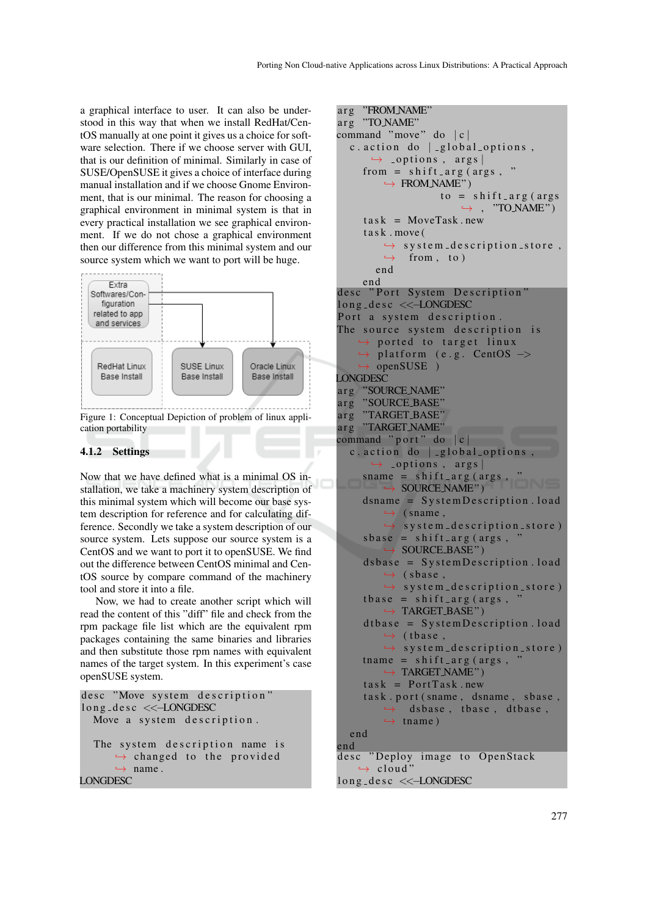a graphical interface to user. It can also be understood in this way that when we install RedHat/CentOS manually at one point it gives us a choice for software selection. There if we choose server with GUI, that is our definition of minimal. Similarly in case of SUSE/OpenSUSE it gives a choice of interface during manual installation and if we choose Gnome Environment, that is our minimal. The reason for choosing a graphical environment in minimal system is that in every practical installation we see graphical environment. If we do not chose a graphical environment then our difference from this minimal system and our source system which we want to port will be huge.

Extra Softwares/Configuration related to app and services

RedHat Linux Base Install | SUSE Linux Base Install | Oracle Linux Base Install

Figure 1: Conceptual Depiction of problem of linux application portability

#### 4.1.2 Settings

Now that we have defined what is a minimal OS installation, we take a machinery system description of this minimal system which will become our base system description for reference and for calculating difference. Secondly we take a system description of our source system. Lets suppose our source system is a CentOS and we want to port it to openSUSE. We find out the difference between CentOS minimal and CentOS source by compare command of the machinery tool and store it into a file.

Now, we had to create another script which will read the content of this "diff" file and check from the rpm package file list which are the equivalent rpm packages containing the same binaries and libraries and then substitute those rpm names with equivalent names of the target system. In this experiment's case openSUSE system.

```
desc "Move system description"
long_desc <<-LONGDESC
  Move a system description.

  The system description name is
    changed to the provided
    name.
LONGDESC
arg "FROM_NAME"
arg "TO_NAME"
command "move" do |c|
  c.action do |_global_options,
      _options, args|
    from = shift_arg(args, "
      FROM_NAME")
            to = shift_arg(args
              , "TO_NAME")
    task = MoveTask.new
    task.move(
      system_description_store,
      from, to)
    end
  end
desc "Port System Description"
long_desc <<-LONGDESC
Port a system description.
The source system description is
    ported to target linux
    platform (e.g. CentOS ->
    openSUSE )
LONGDESC
arg "SOURCE_NAME"
arg "SOURCE_BASE"
arg "TARGET_BASE"
arg "TARGET_NAME"
command "port" do |c|
  c.action do |_global_options,
      _options, args|
    sname = shift_arg(args, "
      SOURCE_NAME")
    dsname = SystemDescription.load
      (sname,
      system_description_store)
    sbase = shift_arg(args, "
      SOURCE_BASE")
    dsbase = SystemDescription.load
      (sbase,
      system_description_store)
    tbase = shift_arg(args, "
      TARGET_BASE")
    dtbase = SystemDescription.load
      (tbase,
      system_description_store)
    tname = shift_arg(args, "
      TARGET_NAME")
    task = PortTask.new
    task.port(sname, dsname, sbase,
      dsbase, tbase, dtbase,
      tname)
  end
end
desc "Deploy image to OpenStack
  cloud"
long_desc <<-LONGDESC
```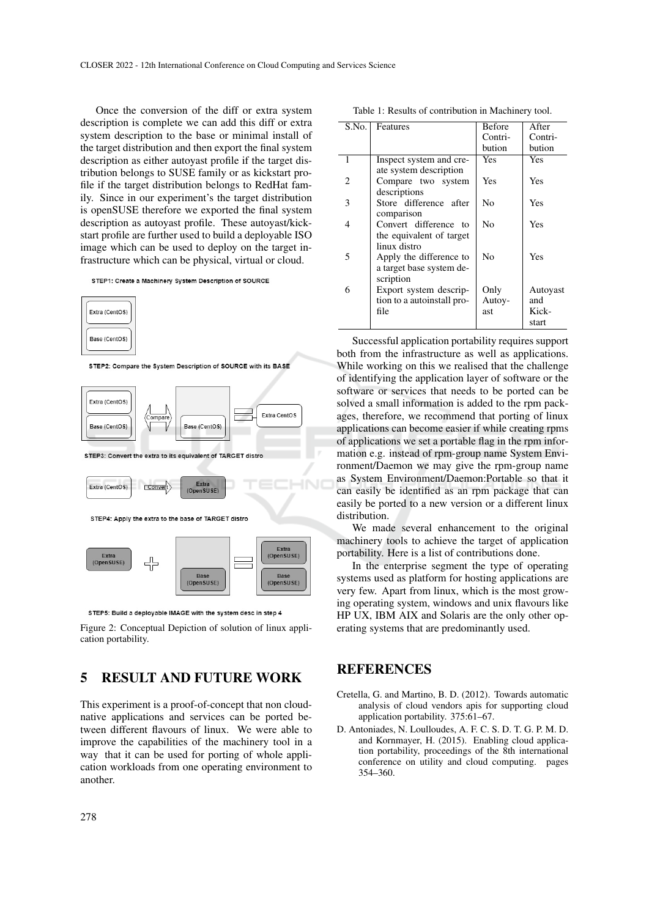Once the conversion of the diff or extra system description is complete we can add this diff or extra system description to the base or minimal install of the target distribution and then export the final system description as either autoyast profile if the target distribution belongs to SUSE family or as kickstart profile if the target distribution belongs to RedHat family. Since in our experiment's the target distribution is openSUSE therefore we exported the final system description as autoyast profile. These autoyast/kickstart profile are further used to build a deployable ISO image which can be used to deploy on the target infrastructure which can be physical, virtual or cloud.

STEP1: Create a Machinery System Description of SOURCE

Extra (CentOS)

Base (CentOS)

STEP2: Compare the System Description of SOURCE with its BASE

Extra (CentOS) | Base (CentOS) | Compare | Base (CentOS) | Extra CentOS

STEP3: Convert the extra to its equivalent of TARGET distro

Extra (CentOS) | Convert | Extra (OpenSUSE)

STEP4: Apply the extra to the base of TARGET distro

Extra (OpenSUSE) + Base (OpenSUSE) = Extra (OpenSUSE) | Base (OpenSUSE)

STEP5: Build a deployable IMAGE with the system desc in step 4

Figure 2: Conceptual Depiction of solution of linux application portability.

## 5 RESULT AND FUTURE WORK

This experiment is a proof-of-concept that non cloud-native applications and services can be ported between different flavours of linux. We were able to improve the capabilities of the machinery tool in a way that it can be used for porting of whole application workloads from one operating environment to another.

Table 1: Results of contribution in Machinery tool.

| S.No. | Features | Before Contribution | After Contribution |
|---|---|---|---|
| 1 | Inspect system and create system description | Yes | Yes |
| 2 | Compare two system descriptions | Yes | Yes |
| 3 | Store difference after comparison | No | Yes |
| 4 | Convert difference to the equivalent of target linux distro | No | Yes |
| 5 | Apply the difference to a target base system description | No | Yes |
| 6 | Export system description to a autoinstall profile | Only Autoyast | Autoyast and Kickstart |

Successful application portability requires support both from the infrastructure as well as applications. While working on this we realised that the challenge of identifying the application layer of software or the software or services that needs to be ported can be solved a small information is added to the rpm packages, therefore, we recommend that porting of linux applications can become easier if while creating rpms of applications we set a portable flag in the rpm information e.g. instead of rpm-group name System Environment/Daemon we may give the rpm-group name as System Environment/Daemon:Portable so that it can easily be identified as an rpm package that can easily be ported to a new version or a different linux distribution.

We made several enhancement to the original machinery tools to achieve the target of application portability. Here is a list of contributions done.

In the enterprise segment the type of operating systems used as platform for hosting applications are very few. Apart from linux, which is the most growing operating system, windows and unix flavours like HP UX, IBM AIX and Solaris are the only other operating systems that are predominantly used.

## REFERENCES

Cretella, G. and Martino, B. D. (2012). Towards automatic analysis of cloud vendors apis for supporting cloud application portability. 375:61–67.

D. Antoniades, N. Loulloudes, A. F. C. S. D. T. G. P. M. D. and Kornmayer, H. (2015). Enabling cloud application portability, proceedings of the 8th international conference on utility and cloud computing. pages 354–360.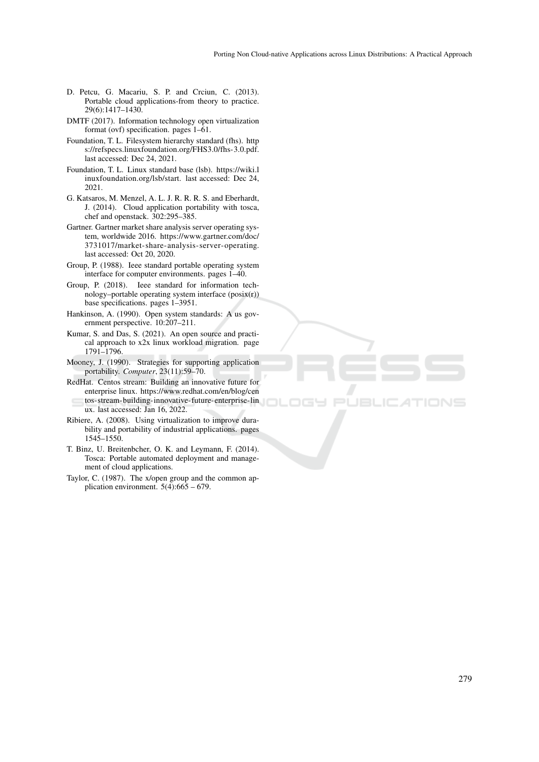D. Petcu, G. Macariu, S. P. and Crciun, C. (2013). Portable cloud applications-from theory to practice. 29(6):1417–1430.

DMTF (2017). Information technology open virtualization format (ovf) specification. pages 1–61.

Foundation, T. L. Filesystem hierarchy standard (fhs). https://refspecs.linuxfoundation.org/FHS3.0/fhs-3.0.pdf. last accessed: Dec 24, 2021.

Foundation, T. L. Linux standard base (lsb). https://wiki.linuxfoundation.org/lsb/start. last accessed: Dec 24, 2021.

G. Katsaros, M. Menzel, A. L. J. R. R. R. S. and Eberhardt, J. (2014). Cloud application portability with tosca, chef and openstack. 302:295–385.

Gartner. Gartner market share analysis server operating system, worldwide 2016. https://www.gartner.com/doc/3731017/market-share-analysis-server-operating. last accessed: Oct 20, 2020.

Group, P. (1988). Ieee standard portable operating system interface for computer environments. pages 1–40.

Group, P. (2018). Ieee standard for information technology–portable operating system interface (posix(r)) base specifications. pages 1–3951.

Hankinson, A. (1990). Open system standards: A us government perspective. 10:207–211.

Kumar, S. and Das, S. (2021). An open source and practical approach to x2x linux workload migration. page 1791–1796.

Mooney, J. (1990). Strategies for supporting application portability. *Computer*, 23(11):59–70.

RedHat. Centos stream: Building an innovative future for enterprise linux. https://www.redhat.com/en/blog/centos-stream-building-innovative-future-enterprise-linux. last accessed: Jan 16, 2022.

Ribiere, A. (2008). Using virtualization to improve durability and portability of industrial applications. pages 1545–1550.

T. Binz, U. Breitenbcher, O. K. and Leymann, F. (2014). Tosca: Portable automated deployment and management of cloud applications.

Taylor, C. (1987). The x/open group and the common application environment. 5(4):665 – 679.